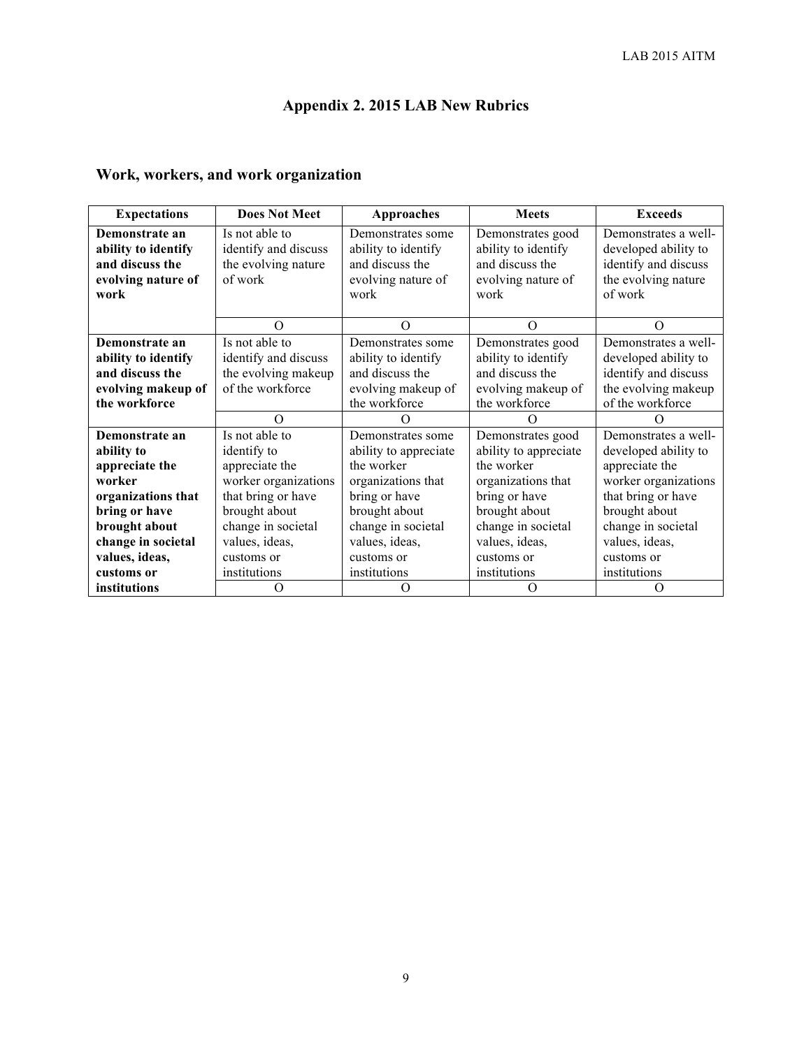## Appendix 2. 2015 LAB New Rubrics

### Work, workers, and work organization

| Expectations | Does Not Meet | Approaches | Meets | Exceeds |
|---|---|---|---|---|
| **Demonstrate an ability to identify and discuss the evolving nature of work** | Is not able to identify and discuss the evolving nature of work | Demonstrates some ability to identify and discuss the evolving nature of work | Demonstrates good ability to identify and discuss the evolving nature of work | Demonstrates a well-developed ability to identify and discuss the evolving nature of work |
| | O | O | O | O |
| **Demonstrate an ability to identify and discuss the evolving makeup of the workforce** | Is not able to identify and discuss the evolving makeup of the workforce | Demonstrates some ability to identify and discuss the evolving makeup of the workforce | Demonstrates good ability to identify and discuss the evolving makeup of the workforce | Demonstrates a well-developed ability to identify and discuss the evolving makeup of the workforce |
| | O | O | O | O |
| **Demonstrate an ability to appreciate the worker organizations that bring or have brought about change in societal values, ideas, customs or institutions** | Is not able to identify to appreciate the worker organizations that bring or have brought about change in societal values, ideas, customs or institutions | Demonstrates some ability to appreciate the worker organizations that bring or have brought about change in societal values, ideas, customs or institutions | Demonstrates good ability to appreciate the worker organizations that bring or have brought about change in societal values, ideas, customs or institutions | Demonstrates a well-developed ability to appreciate the worker organizations that bring or have brought about change in societal values, ideas, customs or institutions |
| | O | O | O | O |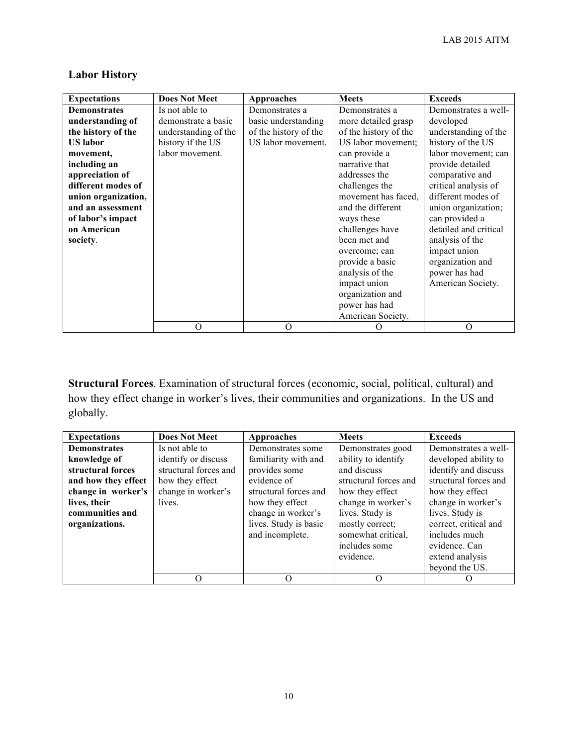## Labor History

| Expectations | Does Not Meet | Approaches | Meets | Exceeds |
|---|---|---|---|---|
| **Demonstrates understanding of the history of the US labor movement, including an appreciation of different modes of union organization, and an assessment of labor's impact on American society**. | Is not able to demonstrate a basic understanding of the history if the US labor movement. | Demonstrates a basic understanding of the history of the US labor movement. | Demonstrates a more detailed grasp of the history of the US labor movement; can provide a narrative that addresses the challenges the movement has faced, and the different ways these challenges have been met and overcome; can provide a basic analysis of the impact union organization and power has had American Society. | Demonstrates a well-developed understanding of the history of the US labor movement; can provide detailed comparative and critical analysis of different modes of union organization; can provided a detailed and critical analysis of the impact union organization and power has had American Society. |
| | O | O | O | O |

**Structural Forces**. Examination of structural forces (economic, social, political, cultural) and how they effect change in worker's lives, their communities and organizations. In the US and globally.

| Expectations | Does Not Meet | Approaches | Meets | Exceeds |
|---|---|---|---|---|
| **Demonstrates knowledge of structural forces and how they effect change in worker's lives, their communities and organizations.** | Is not able to identify or discuss structural forces and how they effect change in worker's lives. | Demonstrates some familiarity with and provides some evidence of structural forces and how they effect change in worker's lives. Study is basic and incomplete. | Demonstrates good ability to identify and discuss structural forces and how they effect change in worker's lives. Study is mostly correct; somewhat critical, includes some evidence. | Demonstrates a well-developed ability to identify and discuss structural forces and how they effect change in worker's lives. Study is correct, critical and includes much evidence. Can extend analysis beyond the US. |
| | O | O | O | O |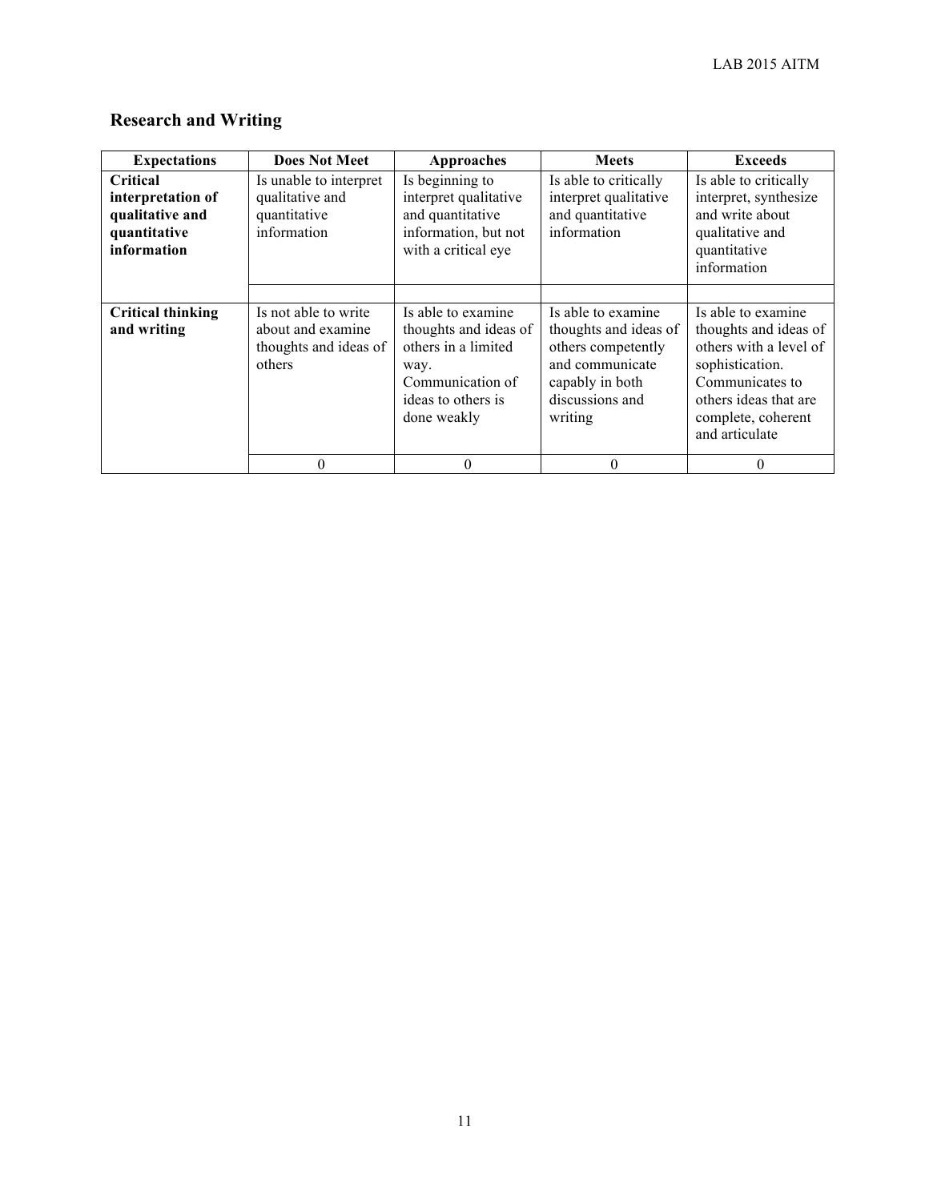## Research and Writing

| Expectations | Does Not Meet | Approaches | Meets | Exceeds |
|---|---|---|---|---|
| **Critical interpretation of qualitative and quantitative information** | Is unable to interpret qualitative and quantitative information | Is beginning to interpret qualitative and quantitative information, but not with a critical eye | Is able to critically interpret qualitative and quantitative information | Is able to critically interpret, synthesize and write about qualitative and quantitative information |
| | | | | |
| **Critical thinking and writing** | Is not able to write about and examine thoughts and ideas of others | Is able to examine thoughts and ideas of others in a limited way. Communication of ideas to others is done weakly | Is able to examine thoughts and ideas of others competently and communicate capably in both discussions and writing | Is able to examine thoughts and ideas of others with a level of sophistication. Communicates to others ideas that are complete, coherent and articulate |
| | 0 | 0 | 0 | 0 |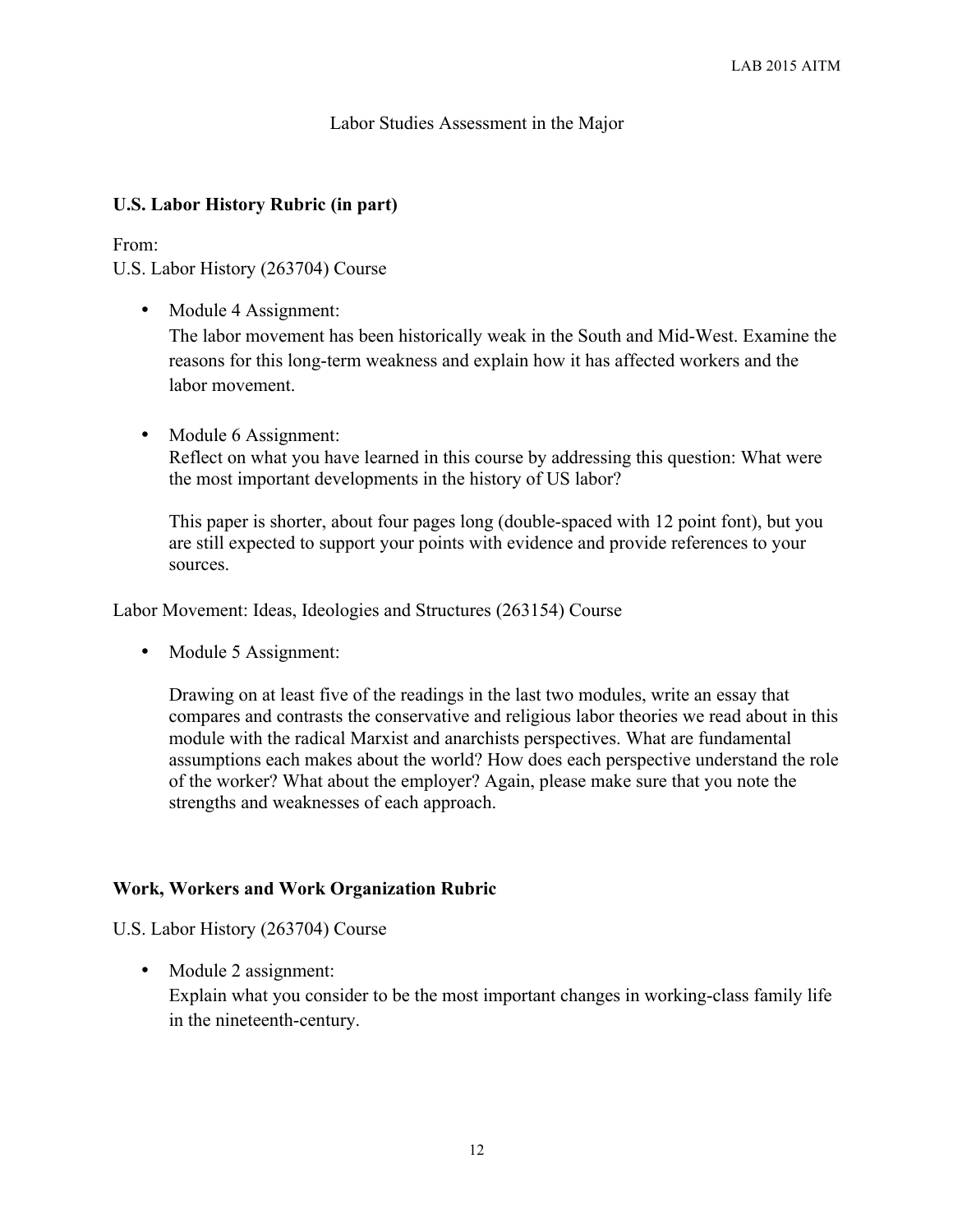Labor Studies Assessment in the Major

**U.S. Labor History Rubric (in part)**

From:
U.S. Labor History (263704) Course

- Module 4 Assignment:
  The labor movement has been historically weak in the South and Mid-West. Examine the reasons for this long-term weakness and explain how it has affected workers and the labor movement.

- Module 6 Assignment:
  Reflect on what you have learned in this course by addressing this question: What were the most important developments in the history of US labor?

  This paper is shorter, about four pages long (double-spaced with 12 point font), but you are still expected to support your points with evidence and provide references to your sources.

Labor Movement: Ideas, Ideologies and Structures (263154) Course

- Module 5 Assignment:

  Drawing on at least five of the readings in the last two modules, write an essay that compares and contrasts the conservative and religious labor theories we read about in this module with the radical Marxist and anarchists perspectives. What are fundamental assumptions each makes about the world? How does each perspective understand the role of the worker? What about the employer? Again, please make sure that you note the strengths and weaknesses of each approach.

**Work, Workers and Work Organization Rubric**

U.S. Labor History (263704) Course

- Module 2 assignment:
  Explain what you consider to be the most important changes in working-class family life in the nineteenth-century.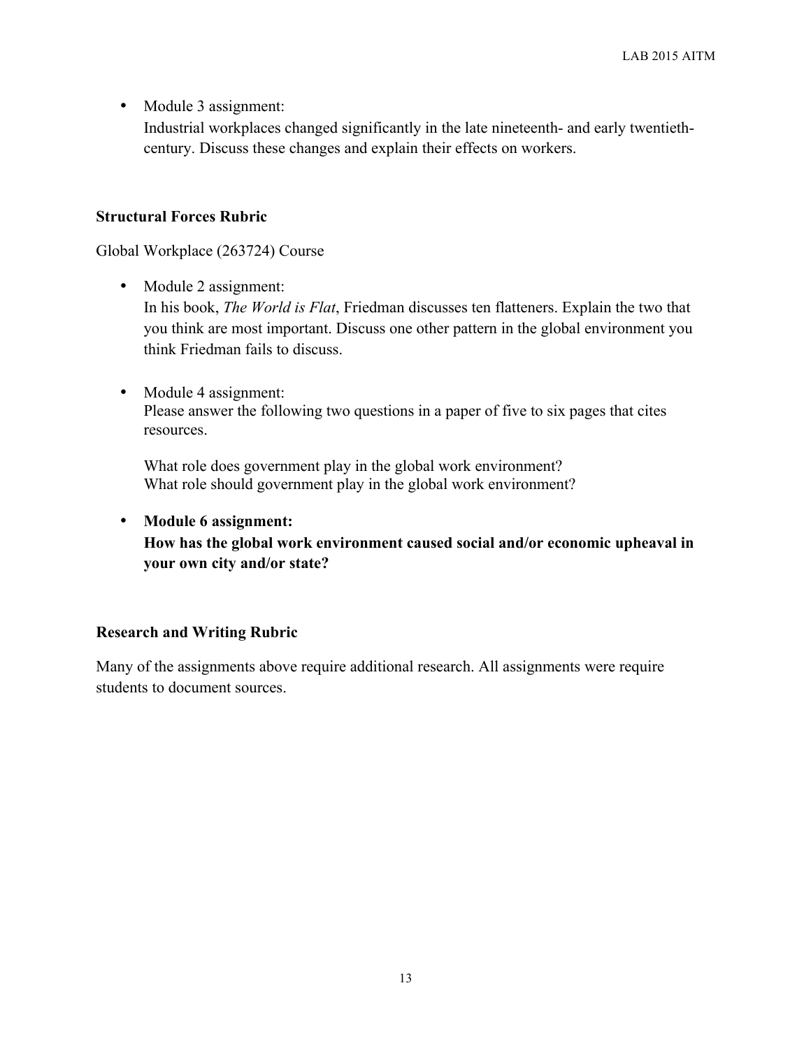- Module 3 assignment:
  Industrial workplaces changed significantly in the late nineteenth- and early twentieth-century. Discuss these changes and explain their effects on workers.

**Structural Forces Rubric**

Global Workplace (263724) Course

- Module 2 assignment:
  In his book, *The World is Flat*, Friedman discusses ten flatteners. Explain the two that you think are most important. Discuss one other pattern in the global environment you think Friedman fails to discuss.

- Module 4 assignment:
  Please answer the following two questions in a paper of five to six pages that cites resources.

  What role does government play in the global work environment?
  What role should government play in the global work environment?

- **Module 6 assignment:**
  **How has the global work environment caused social and/or economic upheaval in your own city and/or state?**

**Research and Writing Rubric**

Many of the assignments above require additional research. All assignments were require students to document sources.